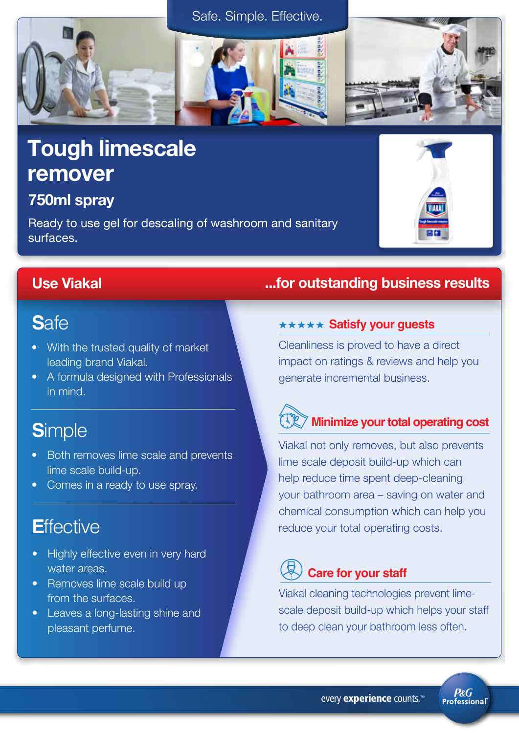Safe. Simple. Effective.

# Tough limescale remover

## 750ml spray

Ready to use gel for descaling of washroom and sanitary surfaces.

## Use Viakal ...for outstanding business results

### Safe

- With the trusted quality of market leading brand Viakal.
- A formula designed with Professionals in mind.

### Simple

- Both removes lime scale and prevents lime scale build-up.
- Comes in a ready to use spray.

### Effective

- Highly effective even in very hard water areas.
- Removes lime scale build up from the surfaces.
- Leaves a long-lasting shine and pleasant perfume.

### ★★★★★ Satisfy your guests

Cleanliness is proved to have a direct impact on ratings & reviews and help you generate incremental business.

### Minimize your total operating cost

Viakal not only removes, but also prevents lime scale deposit build-up which can help reduce time spent deep-cleaning your bathroom area – saving on water and chemical consumption which can help you reduce your total operating costs.

### Care for your staff

Viakal cleaning technologies prevent lime-scale deposit build-up which helps your staff to deep clean your bathroom less often.

every **experience** counts.™ P&G Professional™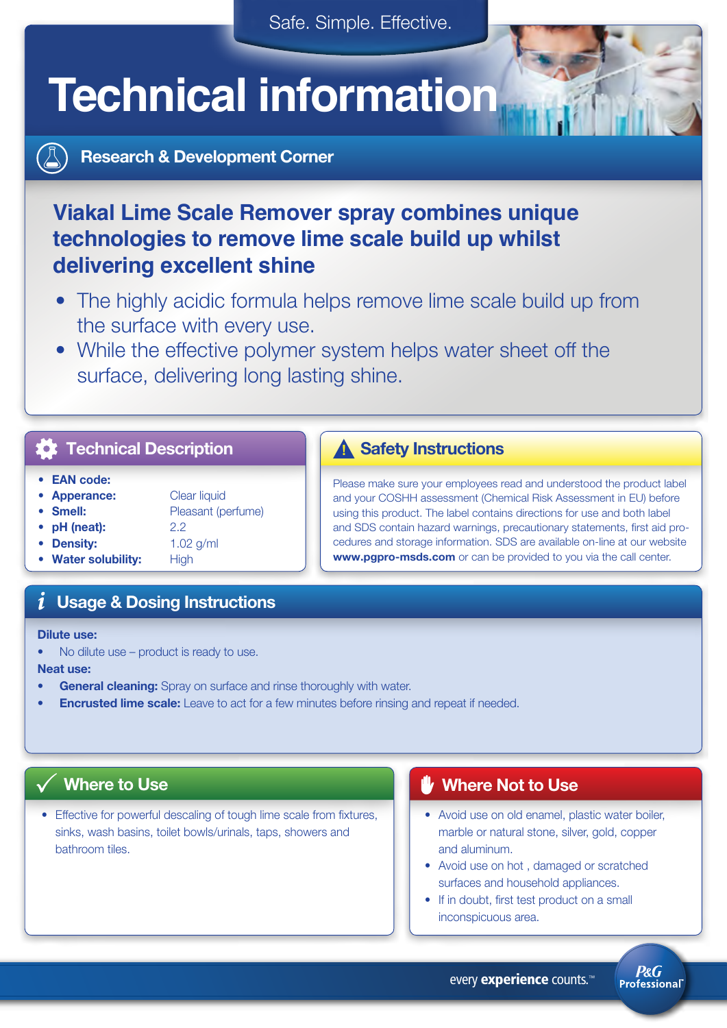Safe. Simple. Effective.

# Technical information

## Research & Development Corner

### Viakal Lime Scale Remover spray combines unique technologies to remove lime scale build up whilst delivering excellent shine

- The highly acidic formula helps remove lime scale build up from the surface with every use.
- While the effective polymer system helps water sheet off the surface, delivering long lasting shine.

## Technical Description

| | |
|---|---|
| **EAN code:** | |
| **Apperance:** | Clear liquid |
| **Smell:** | Pleasant (perfume) |
| **pH (neat):** | 2.2 |
| **Density:** | 1.02 g/ml |
| **Water solubility:** | High |

## Safety Instructions

Please make sure your employees read and understood the product label and your COSHH assessment (Chemical Risk Assessment in EU) before using this product. The label contains directions for use and both label and SDS contain hazard warnings, precautionary statements, first aid procedures and storage information. SDS are available on-line at our website **www.pgpro-msds.com** or can be provided to you via the call center.

## Usage & Dosing Instructions

**Dilute use:**

- No dilute use – product is ready to use.

**Neat use:**

- **General cleaning:** Spray on surface and rinse thoroughly with water.
- **Encrusted lime scale:** Leave to act for a few minutes before rinsing and repeat if needed.

## Where to Use

- Effective for powerful descaling of tough lime scale from fixtures, sinks, wash basins, toilet bowls/urinals, taps, showers and bathroom tiles.

## Where Not to Use

- Avoid use on old enamel, plastic water boiler, marble or natural stone, silver, gold, copper and aluminum.
- Avoid use on hot , damaged or scratched surfaces and household appliances.
- If in doubt, first test product on a small inconspicuous area.

every **experience** counts.™ P&G Professional™